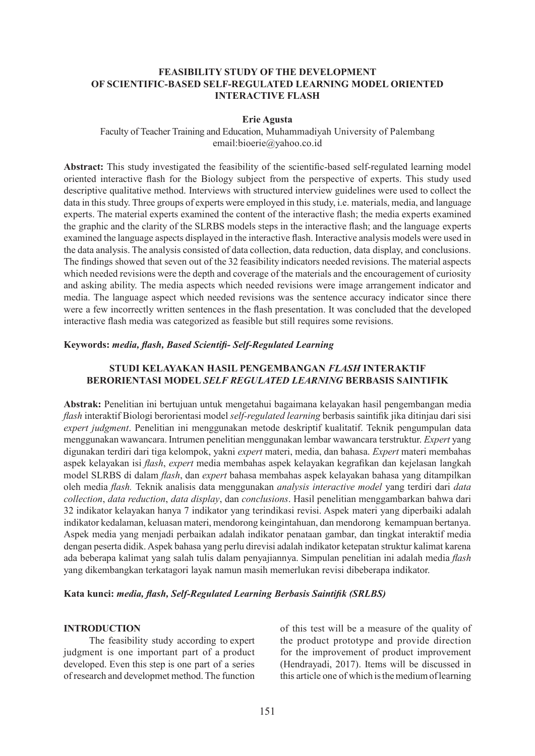# FEASIBILITY STUDY OF THE DEVELOPMENT OF SCIENTIFIC-BASED SELF-REGULATED LEARNING MODEL ORIENTED INTERACTIVE FLASH

**Erie Agusta**

Faculty of Teacher Training and Education, Muhammadiyah University of Palembang
email:bioerie@yahoo.co.id

**Abstract:** This study investigated the feasibility of the scientific-based self-regulated learning model oriented interactive flash for the Biology subject from the perspective of experts. This study used descriptive qualitative method. Interviews with structured interview guidelines were used to collect the data in this study. Three groups of experts were employed in this study, i.e. materials, media, and language experts. The material experts examined the content of the interactive flash; the media experts examined the graphic and the clarity of the SLRBS models steps in the interactive flash; and the language experts examined the language aspects displayed in the interactive flash. Interactive analysis models were used in the data analysis. The analysis consisted of data collection, data reduction, data display, and conclusions. The findings showed that seven out of the 32 feasibility indicators needed revisions. The material aspects which needed revisions were the depth and coverage of the materials and the encouragement of curiosity and asking ability. The media aspects which needed revisions were image arrangement indicator and media. The language aspect which needed revisions was the sentence accuracy indicator since there were a few incorrectly written sentences in the flash presentation. It was concluded that the developed interactive flash media was categorized as feasible but still requires some revisions.

**Keywords:** ***media, flash, Based Scientifi- Self-Regulated Learning***

## STUDI KELAYAKAN HASIL PENGEMBANGAN *FLASH* INTERAKTIF BERORIENTASI MODEL *SELF REGULATED LEARNING* BERBASIS SAINTIFIK

**Abstrak:** Penelitian ini bertujuan untuk mengetahui bagaimana kelayakan hasil pengembangan media *flash* interaktif Biologi berorientasi model *self-regulated learning* berbasis saintifik jika ditinjau dari sisi *expert judgment*. Penelitian ini menggunakan metode deskriptif kualitatif. Teknik pengumpulan data menggunakan wawancara. Intrumen penelitian menggunakan lembar wawancara terstruktur. *Expert* yang digunakan terdiri dari tiga kelompok, yakni *expert* materi, media, dan bahasa. *Expert* materi membahas aspek kelayakan isi *flash*, *expert* media membahas aspek kelayakan kegrafikan dan kejelasan langkah model SLRBS di dalam *flash*, dan *expert* bahasa membahas aspek kelayakan bahasa yang ditampilkan oleh media *flash.* Teknik analisis data menggunakan *analysis interactive model* yang terdiri dari *data collection*, *data reduction*, *data display*, dan *conclusions*. Hasil penelitian menggambarkan bahwa dari 32 indikator kelayakan hanya 7 indikator yang terindikasi revisi. Aspek materi yang diperbaiki adalah indikator kedalaman, keluasan materi, mendorong keingintahuan, dan mendorong kemampuan bertanya. Aspek media yang menjadi perbaikan adalah indikator penataan gambar, dan tingkat interaktif media dengan peserta didik. Aspek bahasa yang perlu direvisi adalah indikator ketepatan struktur kalimat karena ada beberapa kalimat yang salah tulis dalam penyajiannya. Simpulan penelitian ini adalah media *flash* yang dikembangkan terkatagori layak namun masih memerlukan revisi dibeberapa indikator.

**Kata kunci:** ***media, flash, Self-Regulated Learning Berbasis Saintifik (SRLBS)***

## INTRODUCTION

The feasibility study according to expert judgment is one important part of a product developed. Even this step is one part of a series of research and developmet method. The function of this test will be a measure of the quality of the product prototype and provide direction for the improvement of product improvement (Hendrayadi, 2017). Items will be discussed in this article one of which is the medium of learning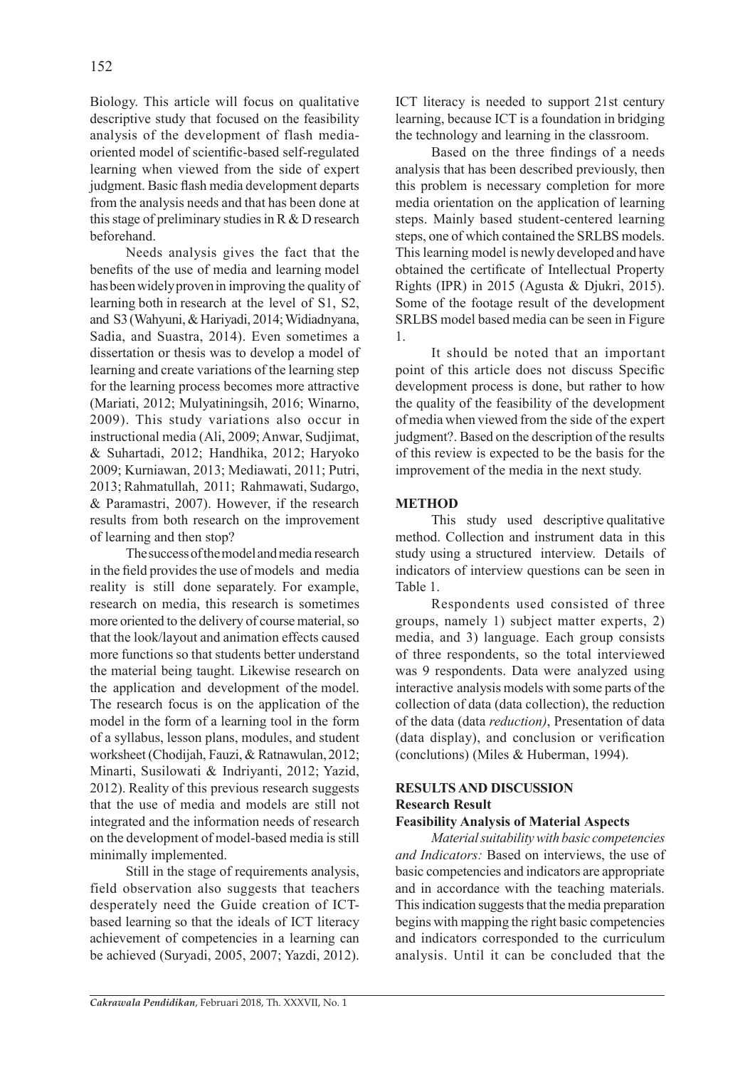Biology. This article will focus on qualitative descriptive study that focused on the feasibility analysis of the development of flash media-oriented model of scientific-based self-regulated learning when viewed from the side of expert judgment. Basic flash media development departs from the analysis needs and that has been done at this stage of preliminary studies in R & D research beforehand.

Needs analysis gives the fact that the benefits of the use of media and learning model has been widely proven in improving the quality of learning both in research at the level of S1, S2, and S3 (Wahyuni, & Hariyadi, 2014; Widiadnyana, Sadia, and Suastra, 2014). Even sometimes a dissertation or thesis was to develop a model of learning and create variations of the learning step for the learning process becomes more attractive (Mariati, 2012; Mulyatiningsih, 2016; Winarno, 2009). This study variations also occur in instructional media (Ali, 2009; Anwar, Sudjimat, & Suhartadi, 2012; Handhika, 2012; Haryoko 2009; Kurniawan, 2013; Mediawati, 2011; Putri, 2013; Rahmatullah, 2011; Rahmawati, Sudargo, & Paramastri, 2007). However, if the research results from both research on the improvement of learning and then stop?

The success of the model and media research in the field provides the use of models and media reality is still done separately. For example, research on media, this research is sometimes more oriented to the delivery of course material, so that the look/layout and animation effects caused more functions so that students better understand the material being taught. Likewise research on the application and development of the model. The research focus is on the application of the model in the form of a learning tool in the form of a syllabus, lesson plans, modules, and student worksheet (Chodijah, Fauzi, & Ratnawulan, 2012; Minarti, Susilowati & Indriyanti, 2012; Yazid, 2012). Reality of this previous research suggests that the use of media and models are still not integrated and the information needs of research on the development of model-based media is still minimally implemented.

Still in the stage of requirements analysis, field observation also suggests that teachers desperately need the Guide creation of ICT-based learning so that the ideals of ICT literacy achievement of competencies in a learning can be achieved (Suryadi, 2005, 2007; Yazdi, 2012). ICT literacy is needed to support 21st century learning, because ICT is a foundation in bridging the technology and learning in the classroom.

Based on the three findings of a needs analysis that has been described previously, then this problem is necessary completion for more media orientation on the application of learning steps. Mainly based student-centered learning steps, one of which contained the SRLBS models. This learning model is newly developed and have obtained the certificate of Intellectual Property Rights (IPR) in 2015 (Agusta & Djukri, 2015). Some of the footage result of the development SRLBS model based media can be seen in Figure 1.

It should be noted that an important point of this article does not discuss Specific development process is done, but rather to how the quality of the feasibility of the development of media when viewed from the side of the expert judgment?. Based on the description of the results of this review is expected to be the basis for the improvement of the media in the next study.

## METHOD

This study used descriptive qualitative method. Collection and instrument data in this study using a structured interview. Details of indicators of interview questions can be seen in Table 1.

Respondents used consisted of three groups, namely 1) subject matter experts, 2) media, and 3) language. Each group consists of three respondents, so the total interviewed was 9 respondents. Data were analyzed using interactive analysis models with some parts of the collection of data (data collection), the reduction of the data (data *reduction)*, Presentation of data (data display), and conclusion or verification (conclutions) (Miles & Huberman, 1994).

## RESULTS AND DISCUSSION

### Research Result

#### Feasibility Analysis of Material Aspects

*Material suitability with basic competencies and Indicators:* Based on interviews, the use of basic competencies and indicators are appropriate and in accordance with the teaching materials. This indication suggests that the media preparation begins with mapping the right basic competencies and indicators corresponded to the curriculum analysis. Until it can be concluded that the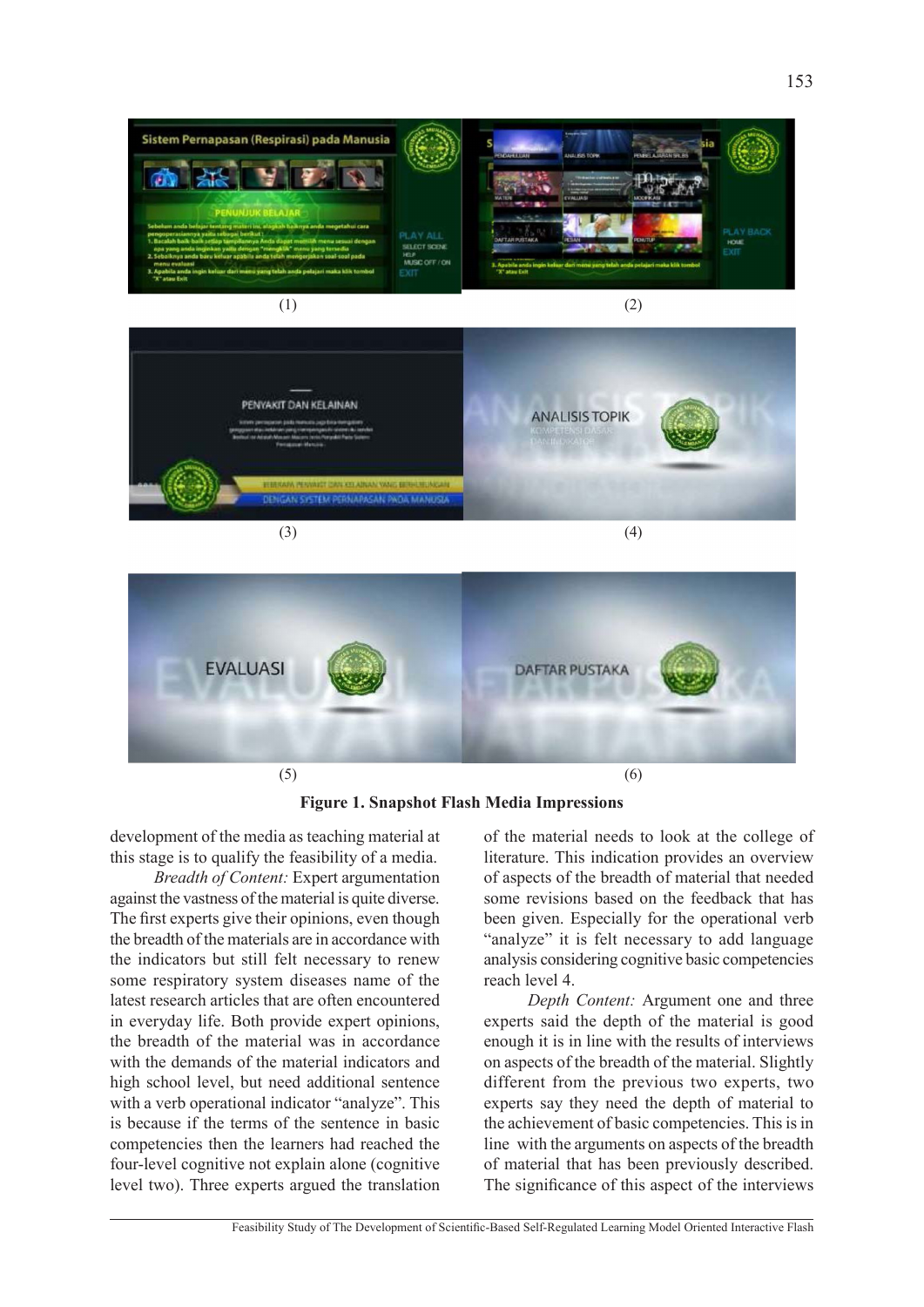(1) (2)

(3) (4)

(5) (6)

**Figure 1. Snapshot Flash Media Impressions**

development of the media as teaching material at this stage is to qualify the feasibility of a media.

*Breadth of Content:* Expert argumentation against the vastness of the material is quite diverse. The first experts give their opinions, even though the breadth of the materials are in accordance with the indicators but still felt necessary to renew some respiratory system diseases name of the latest research articles that are often encountered in everyday life. Both provide expert opinions, the breadth of the material was in accordance with the demands of the material indicators and high school level, but need additional sentence with a verb operational indicator "analyze". This is because if the terms of the sentence in basic competencies then the learners had reached the four-level cognitive not explain alone (cognitive level two). Three experts argued the translation of the material needs to look at the college of literature. This indication provides an overview of aspects of the breadth of material that needed some revisions based on the feedback that has been given. Especially for the operational verb "analyze" it is felt necessary to add language analysis considering cognitive basic competencies reach level 4.

*Depth Content:* Argument one and three experts said the depth of the material is good enough it is in line with the results of interviews on aspects of the breadth of the material. Slightly different from the previous two experts, two experts say they need the depth of material to the achievement of basic competencies. This is in line with the arguments on aspects of the breadth of material that has been previously described. The significance of this aspect of the interviews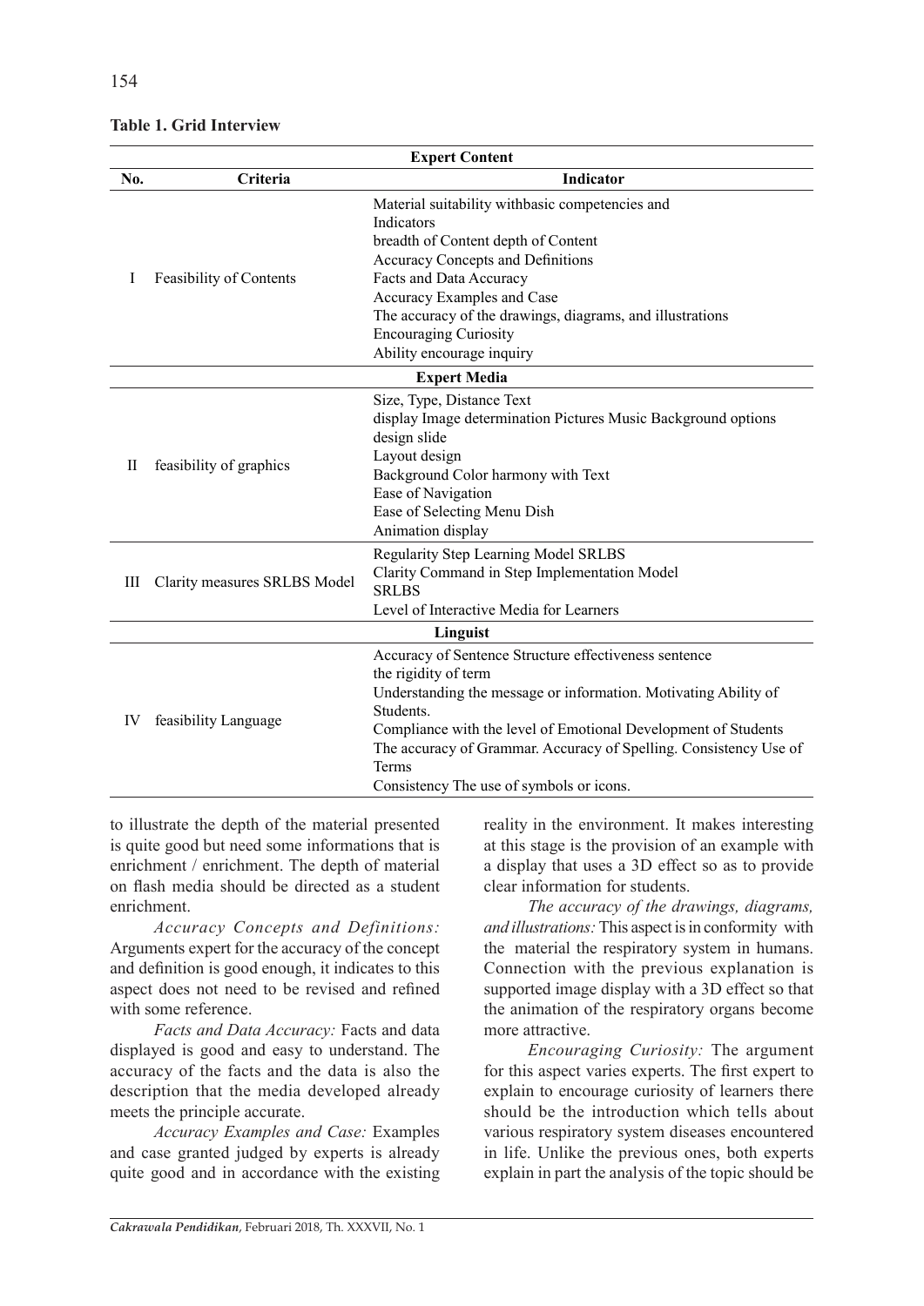**Table 1. Grid Interview**

| No. | Criteria | Indicator |
|---|---|---|
| **Expert Content** | | |
| I | Feasibility of Contents | Material suitability withbasic competencies and Indicators<br>breadth of Content depth of Content<br>Accuracy Concepts and Definitions<br>Facts and Data Accuracy<br>Accuracy Examples and Case<br>The accuracy of the drawings, diagrams, and illustrations<br>Encouraging Curiosity<br>Ability encourage inquiry |
| **Expert Media** | | |
| II | feasibility of graphics | Size, Type, Distance Text<br>display Image determination Pictures Music Background options<br>design slide<br>Layout design<br>Background Color harmony with Text<br>Ease of Navigation<br>Ease of Selecting Menu Dish<br>Animation display |
| III | Clarity measures SRLBS Model | Regularity Step Learning Model SRLBS<br>Clarity Command in Step Implementation Model SRLBS<br>Level of Interactive Media for Learners |
| **Linguist** | | |
| IV | feasibility Language | Accuracy of Sentence Structure effectiveness sentence<br>the rigidity of term<br>Understanding the message or information. Motivating Ability of Students.<br>Compliance with the level of Emotional Development of Students<br>The accuracy of Grammar. Accuracy of Spelling. Consistency Use of Terms<br>Consistency The use of symbols or icons. |

to illustrate the depth of the material presented is quite good but need some informations that is enrichment / enrichment. The depth of material on flash media should be directed as a student enrichment.

*Accuracy Concepts and Definitions:* Arguments expert for the accuracy of the concept and definition is good enough, it indicates to this aspect does not need to be revised and refined with some reference.

*Facts and Data Accuracy:* Facts and data displayed is good and easy to understand. The accuracy of the facts and the data is also the description that the media developed already meets the principle accurate.

*Accuracy Examples and Case:* Examples and case granted judged by experts is already quite good and in accordance with the existing reality in the environment. It makes interesting at this stage is the provision of an example with a display that uses a 3D effect so as to provide clear information for students.

*The accuracy of the drawings, diagrams, and illustrations:* This aspect is in conformity with the material the respiratory system in humans. Connection with the previous explanation is supported image display with a 3D effect so that the animation of the respiratory organs become more attractive.

*Encouraging Curiosity:* The argument for this aspect varies experts. The first expert to explain to encourage curiosity of learners there should be the introduction which tells about various respiratory system diseases encountered in life. Unlike the previous ones, both experts explain in part the analysis of the topic should be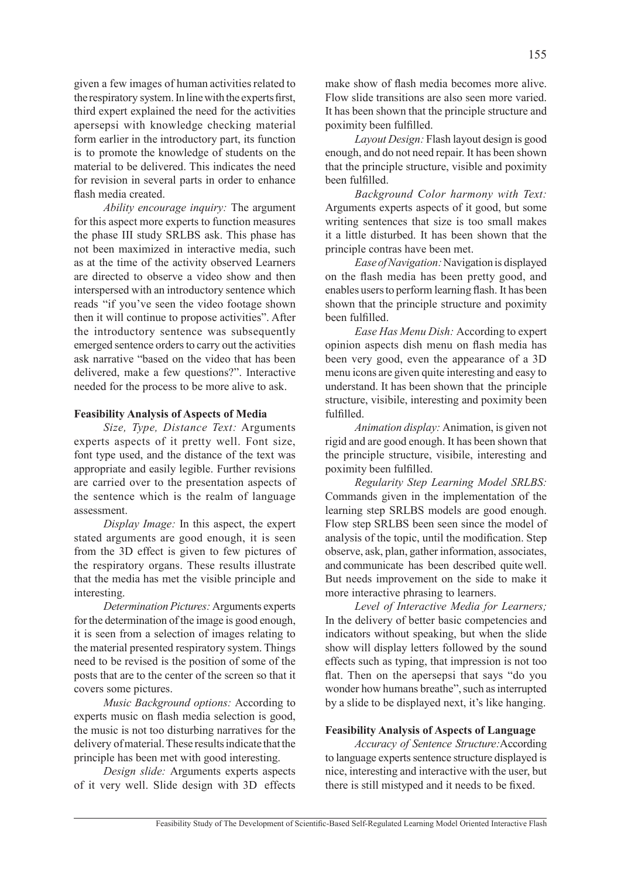given a few images of human activities related to the respiratory system. In line with the experts first, third expert explained the need for the activities apersepsi with knowledge checking material form earlier in the introductory part, its function is to promote the knowledge of students on the material to be delivered. This indicates the need for revision in several parts in order to enhance flash media created.

*Ability encourage inquiry:* The argument for this aspect more experts to function measures the phase III study SRLBS ask. This phase has not been maximized in interactive media, such as at the time of the activity observed Learners are directed to observe a video show and then interspersed with an introductory sentence which reads "if you've seen the video footage shown then it will continue to propose activities". After the introductory sentence was subsequently emerged sentence orders to carry out the activities ask narrative "based on the video that has been delivered, make a few questions?". Interactive needed for the process to be more alive to ask.

**Feasibility Analysis of Aspects of Media**

*Size, Type, Distance Text:* Arguments experts aspects of it pretty well. Font size, font type used, and the distance of the text was appropriate and easily legible. Further revisions are carried over to the presentation aspects of the sentence which is the realm of language assessment.

*Display Image:* In this aspect, the expert stated arguments are good enough, it is seen from the 3D effect is given to few pictures of the respiratory organs. These results illustrate that the media has met the visible principle and interesting.

*Determination Pictures:* Arguments experts for the determination of the image is good enough, it is seen from a selection of images relating to the material presented respiratory system. Things need to be revised is the position of some of the posts that are to the center of the screen so that it covers some pictures.

*Music Background options:* According to experts music on flash media selection is good, the music is not too disturbing narratives for the delivery of material. These results indicate that the principle has been met with good interesting.

*Design slide:* Arguments experts aspects of it very well. Slide design with 3D effects make show of flash media becomes more alive. Flow slide transitions are also seen more varied. It has been shown that the principle structure and poximity been fulfilled.

*Layout Design:* Flash layout design is good enough, and do not need repair. It has been shown that the principle structure, visible and poximity been fulfilled.

*Background Color harmony with Text:* Arguments experts aspects of it good, but some writing sentences that size is too small makes it a little disturbed. It has been shown that the principle contras have been met.

*Ease of Navigation:* Navigation is displayed on the flash media has been pretty good, and enables users to perform learning flash. It has been shown that the principle structure and poximity been fulfilled.

*Ease Has Menu Dish:* According to expert opinion aspects dish menu on flash media has been very good, even the appearance of a 3D menu icons are given quite interesting and easy to understand. It has been shown that the principle structure, visibile, interesting and poximity been fulfilled.

*Animation display:* Animation, is given not rigid and are good enough. It has been shown that the principle structure, visibile, interesting and poximity been fulfilled.

*Regularity Step Learning Model SRLBS:* Commands given in the implementation of the learning step SRLBS models are good enough. Flow step SRLBS been seen since the model of analysis of the topic, until the modification. Step observe, ask, plan, gather information, associates, and communicate has been described quite well. But needs improvement on the side to make it more interactive phrasing to learners.

*Level of Interactive Media for Learners;* In the delivery of better basic competencies and indicators without speaking, but when the slide show will display letters followed by the sound effects such as typing, that impression is not too flat. Then on the apersepsi that says "do you wonder how humans breathe", such as interrupted by a slide to be displayed next, it's like hanging.

**Feasibility Analysis of Aspects of Language**

*Accuracy of Sentence Structure:* According to language experts sentence structure displayed is nice, interesting and interactive with the user, but there is still mistyped and it needs to be fixed.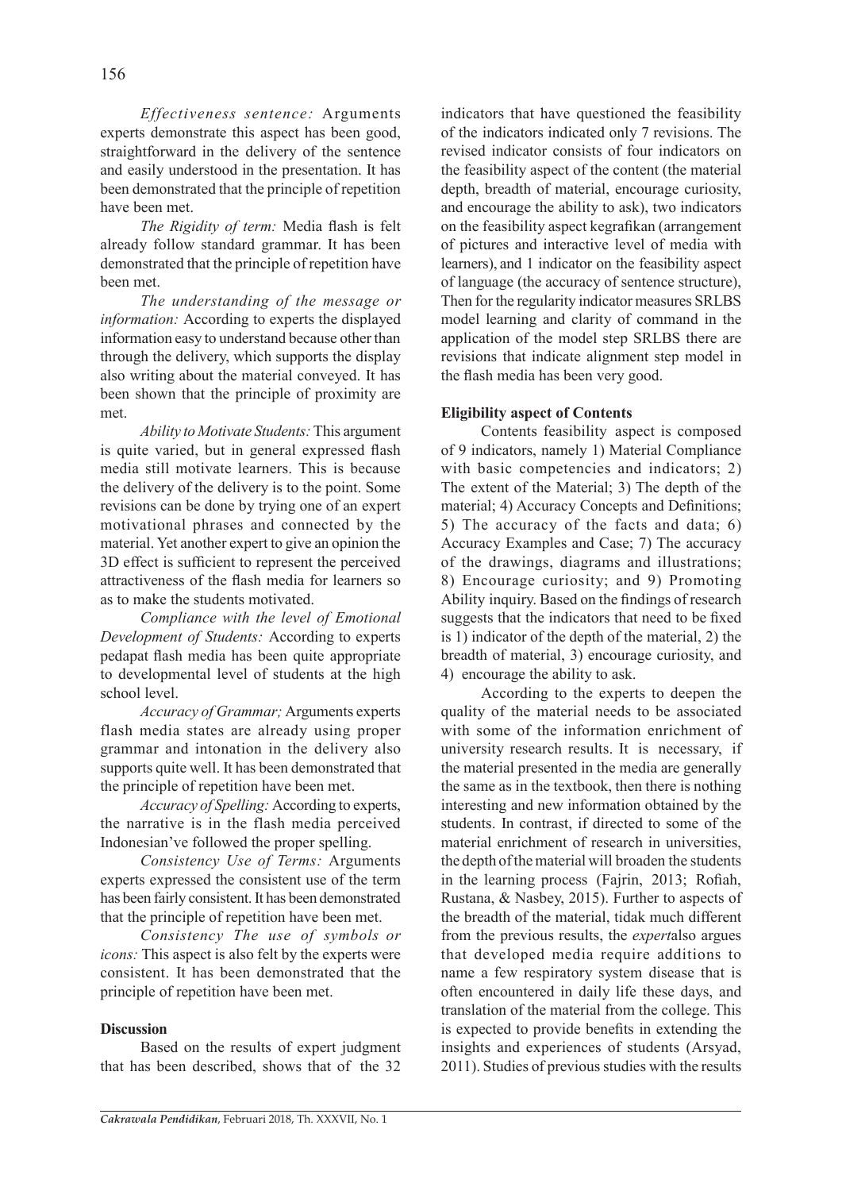*Effectiveness sentence:* Arguments experts demonstrate this aspect has been good, straightforward in the delivery of the sentence and easily understood in the presentation. It has been demonstrated that the principle of repetition have been met.

*The Rigidity of term:* Media flash is felt already follow standard grammar. It has been demonstrated that the principle of repetition have been met.

*The understanding of the message or information:* According to experts the displayed information easy to understand because other than through the delivery, which supports the display also writing about the material conveyed. It has been shown that the principle of proximity are met.

*Ability to Motivate Students:* This argument is quite varied, but in general expressed flash media still motivate learners. This is because the delivery of the delivery is to the point. Some revisions can be done by trying one of an expert motivational phrases and connected by the material. Yet another expert to give an opinion the 3D effect is sufficient to represent the perceived attractiveness of the flash media for learners so as to make the students motivated.

*Compliance with the level of Emotional Development of Students:* According to experts pedapat flash media has been quite appropriate to developmental level of students at the high school level.

*Accuracy of Grammar;* Arguments experts flash media states are already using proper grammar and intonation in the delivery also supports quite well. It has been demonstrated that the principle of repetition have been met.

*Accuracy of Spelling:* According to experts, the narrative is in the flash media perceived Indonesian've followed the proper spelling.

*Consistency Use of Terms:* Arguments experts expressed the consistent use of the term has been fairly consistent. It has been demonstrated that the principle of repetition have been met.

*Consistency The use of symbols or icons:* This aspect is also felt by the experts were consistent. It has been demonstrated that the principle of repetition have been met.

**Discussion**

Based on the results of expert judgment that has been described, shows that of the 32 indicators that have questioned the feasibility of the indicators indicated only 7 revisions. The revised indicator consists of four indicators on the feasibility aspect of the content (the material depth, breadth of material, encourage curiosity, and encourage the ability to ask), two indicators on the feasibility aspect kegrafikan (arrangement of pictures and interactive level of media with learners), and 1 indicator on the feasibility aspect of language (the accuracy of sentence structure), Then for the regularity indicator measures SRLBS model learning and clarity of command in the application of the model step SRLBS there are revisions that indicate alignment step model in the flash media has been very good.

**Eligibility aspect of Contents**

Contents feasibility aspect is composed of 9 indicators, namely 1) Material Compliance with basic competencies and indicators; 2) The extent of the Material; 3) The depth of the material; 4) Accuracy Concepts and Definitions; 5) The accuracy of the facts and data; 6) Accuracy Examples and Case; 7) The accuracy of the drawings, diagrams and illustrations; 8) Encourage curiosity; and 9) Promoting Ability inquiry. Based on the findings of research suggests that the indicators that need to be fixed is 1) indicator of the depth of the material, 2) the breadth of material, 3) encourage curiosity, and 4) encourage the ability to ask.

According to the experts to deepen the quality of the material needs to be associated with some of the information enrichment of university research results. It is necessary, if the material presented in the media are generally the same as in the textbook, then there is nothing interesting and new information obtained by the students. In contrast, if directed to some of the material enrichment of research in universities, the depth of the material will broaden the students in the learning process (Fajrin, 2013; Rofiah, Rustana, & Nasbey, 2015). Further to aspects of the breadth of the material, tidak much different from the previous results, the *expert*also argues that developed media require additions to name a few respiratory system disease that is often encountered in daily life these days, and translation of the material from the college. This is expected to provide benefits in extending the insights and experiences of students (Arsyad, 2011). Studies of previous studies with the results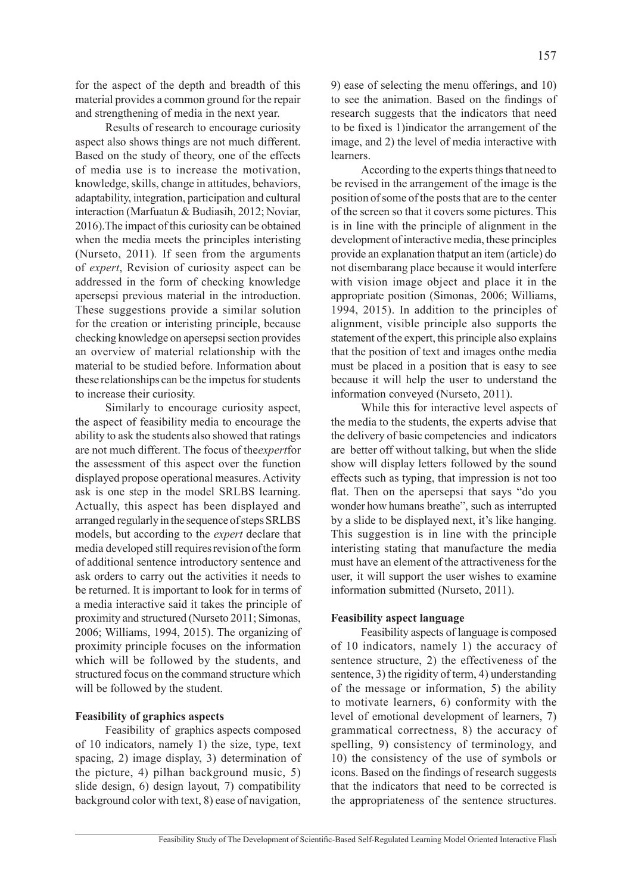for the aspect of the depth and breadth of this material provides a common ground for the repair and strengthening of media in the next year.

Results of research to encourage curiosity aspect also shows things are not much different. Based on the study of theory, one of the effects of media use is to increase the motivation, knowledge, skills, change in attitudes, behaviors, adaptability, integration, participation and cultural interaction (Marfuatun & Budiasih, 2012; Noviar, 2016).The impact of this curiosity can be obtained when the media meets the principles interisting (Nurseto, 2011). If seen from the arguments of *expert*, Revision of curiosity aspect can be addressed in the form of checking knowledge apersepsi previous material in the introduction. These suggestions provide a similar solution for the creation or interisting principle, because checking knowledge on apersepsi section provides an overview of material relationship with the material to be studied before. Information about these relationships can be the impetus for students to increase their curiosity.

Similarly to encourage curiosity aspect, the aspect of feasibility media to encourage the ability to ask the students also showed that ratings are not much different. The focus of the*expert*for the assessment of this aspect over the function displayed propose operational measures. Activity ask is one step in the model SRLBS learning. Actually, this aspect has been displayed and arranged regularly in the sequence of steps SRLBS models, but according to the *expert* declare that media developed still requires revision of the form of additional sentence introductory sentence and ask orders to carry out the activities it needs to be returned. It is important to look for in terms of a media interactive said it takes the principle of proximity and structured (Nurseto 2011; Simonas, 2006; Williams, 1994, 2015). The organizing of proximity principle focuses on the information which will be followed by the students, and structured focus on the command structure which will be followed by the student.

**Feasibility of graphics aspects**

Feasibility of graphics aspects composed of 10 indicators, namely 1) the size, type, text spacing, 2) image display, 3) determination of the picture, 4) pilhan background music, 5) slide design, 6) design layout, 7) compatibility background color with text, 8) ease of navigation, 9) ease of selecting the menu offerings, and 10) to see the animation. Based on the findings of research suggests that the indicators that need to be fixed is 1)indicator the arrangement of the image, and 2) the level of media interactive with learners.

According to the experts things that need to be revised in the arrangement of the image is the position of some of the posts that are to the center of the screen so that it covers some pictures. This is in line with the principle of alignment in the development of interactive media, these principles provide an explanation thatput an item (article) do not disembarang place because it would interfere with vision image object and place it in the appropriate position (Simonas, 2006; Williams, 1994, 2015). In addition to the principles of alignment, visible principle also supports the statement of the expert, this principle also explains that the position of text and images onthe media must be placed in a position that is easy to see because it will help the user to understand the information conveyed (Nurseto, 2011).

While this for interactive level aspects of the media to the students, the experts advise that the delivery of basic competencies and indicators are better off without talking, but when the slide show will display letters followed by the sound effects such as typing, that impression is not too flat. Then on the apersepsi that says "do you wonder how humans breathe", such as interrupted by a slide to be displayed next, it's like hanging. This suggestion is in line with the principle interisting stating that manufacture the media must have an element of the attractiveness for the user, it will support the user wishes to examine information submitted (Nurseto, 2011).

**Feasibility aspect language**

Feasibility aspects of language is composed of 10 indicators, namely 1) the accuracy of sentence structure, 2) the effectiveness of the sentence, 3) the rigidity of term, 4) understanding of the message or information, 5) the ability to motivate learners, 6) conformity with the level of emotional development of learners, 7) grammatical correctness, 8) the accuracy of spelling, 9) consistency of terminology, and 10) the consistency of the use of symbols or icons. Based on the findings of research suggests that the indicators that need to be corrected is the appropriateness of the sentence structures.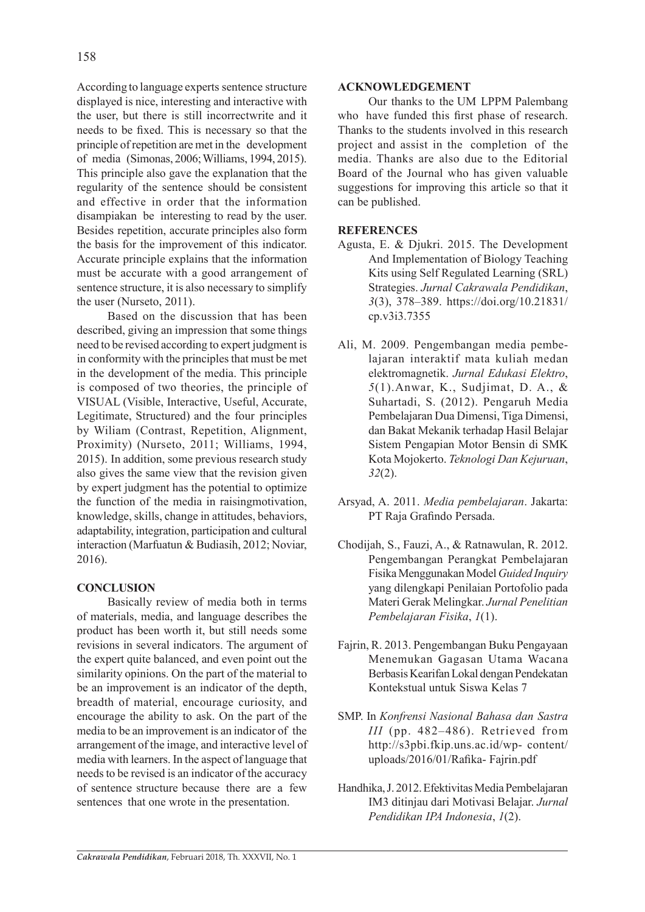According to language experts sentence structure displayed is nice, interesting and interactive with the user, but there is still incorrectwrite and it needs to be fixed. This is necessary so that the principle of repetition are met in the development of media (Simonas, 2006; Williams, 1994, 2015). This principle also gave the explanation that the regularity of the sentence should be consistent and effective in order that the information disampiakan be interesting to read by the user. Besides repetition, accurate principles also form the basis for the improvement of this indicator. Accurate principle explains that the information must be accurate with a good arrangement of sentence structure, it is also necessary to simplify the user (Nurseto, 2011).

Based on the discussion that has been described, giving an impression that some things need to be revised according to expert judgment is in conformity with the principles that must be met in the development of the media. This principle is composed of two theories, the principle of VISUAL (Visible, Interactive, Useful, Accurate, Legitimate, Structured) and the four principles by Wiliam (Contrast, Repetition, Alignment, Proximity) (Nurseto, 2011; Williams, 1994, 2015). In addition, some previous research study also gives the same view that the revision given by expert judgment has the potential to optimize the function of the media in raisingmotivation, knowledge, skills, change in attitudes, behaviors, adaptability, integration, participation and cultural interaction (Marfuatun & Budiasih, 2012; Noviar, 2016).

## CONCLUSION

Basically review of media both in terms of materials, media, and language describes the product has been worth it, but still needs some revisions in several indicators. The argument of the expert quite balanced, and even point out the similarity opinions. On the part of the material to be an improvement is an indicator of the depth, breadth of material, encourage curiosity, and encourage the ability to ask. On the part of the media to be an improvement is an indicator of the arrangement of the image, and interactive level of media with learners. In the aspect of language that needs to be revised is an indicator of the accuracy of sentence structure because there are a few sentences that one wrote in the presentation.

## ACKNOWLEDGEMENT

Our thanks to the UM LPPM Palembang who have funded this first phase of research. Thanks to the students involved in this research project and assist in the completion of the media. Thanks are also due to the Editorial Board of the Journal who has given valuable suggestions for improving this article so that it can be published.

## REFERENCES

Agusta, E. & Djukri. 2015. The Development And Implementation of Biology Teaching Kits using Self Regulated Learning (SRL) Strategies. *Jurnal Cakrawala Pendidikan*, *3*(3), 378–389. https://doi.org/10.21831/cp.v3i3.7355

Ali, M. 2009. Pengembangan media pembelajaran interaktif mata kuliah medan elektromagnetik. *Jurnal Edukasi Elektro*, *5*(1).Anwar, K., Sudjimat, D. A., & Suhartadi, S. (2012). Pengaruh Media Pembelajaran Dua Dimensi, Tiga Dimensi, dan Bakat Mekanik terhadap Hasil Belajar Sistem Pengapian Motor Bensin di SMK Kota Mojokerto. *Teknologi Dan Kejuruan*, *32*(2).

Arsyad, A. 2011. *Media pembelajaran*. Jakarta: PT Raja Grafindo Persada.

Chodijah, S., Fauzi, A., & Ratnawulan, R. 2012. Pengembangan Perangkat Pembelajaran Fisika Menggunakan Model *Guided Inquiry* yang dilengkapi Penilaian Portofolio pada Materi Gerak Melingkar. *Jurnal Penelitian Pembelajaran Fisika*, *1*(1).

Fajrin, R. 2013. Pengembangan Buku Pengayaan Menemukan Gagasan Utama Wacana Berbasis Kearifan Lokal dengan Pendekatan Kontekstual untuk Siswa Kelas 7

SMP. In *Konfrensi Nasional Bahasa dan Sastra III* (pp. 482–486). Retrieved from http://s3pbi.fkip.uns.ac.id/wp- content/uploads/2016/01/Rafika- Fajrin.pdf

Handhika, J. 2012. Efektivitas Media Pembelajaran IM3 ditinjau dari Motivasi Belajar. *Jurnal Pendidikan IPA Indonesia*, *1*(2).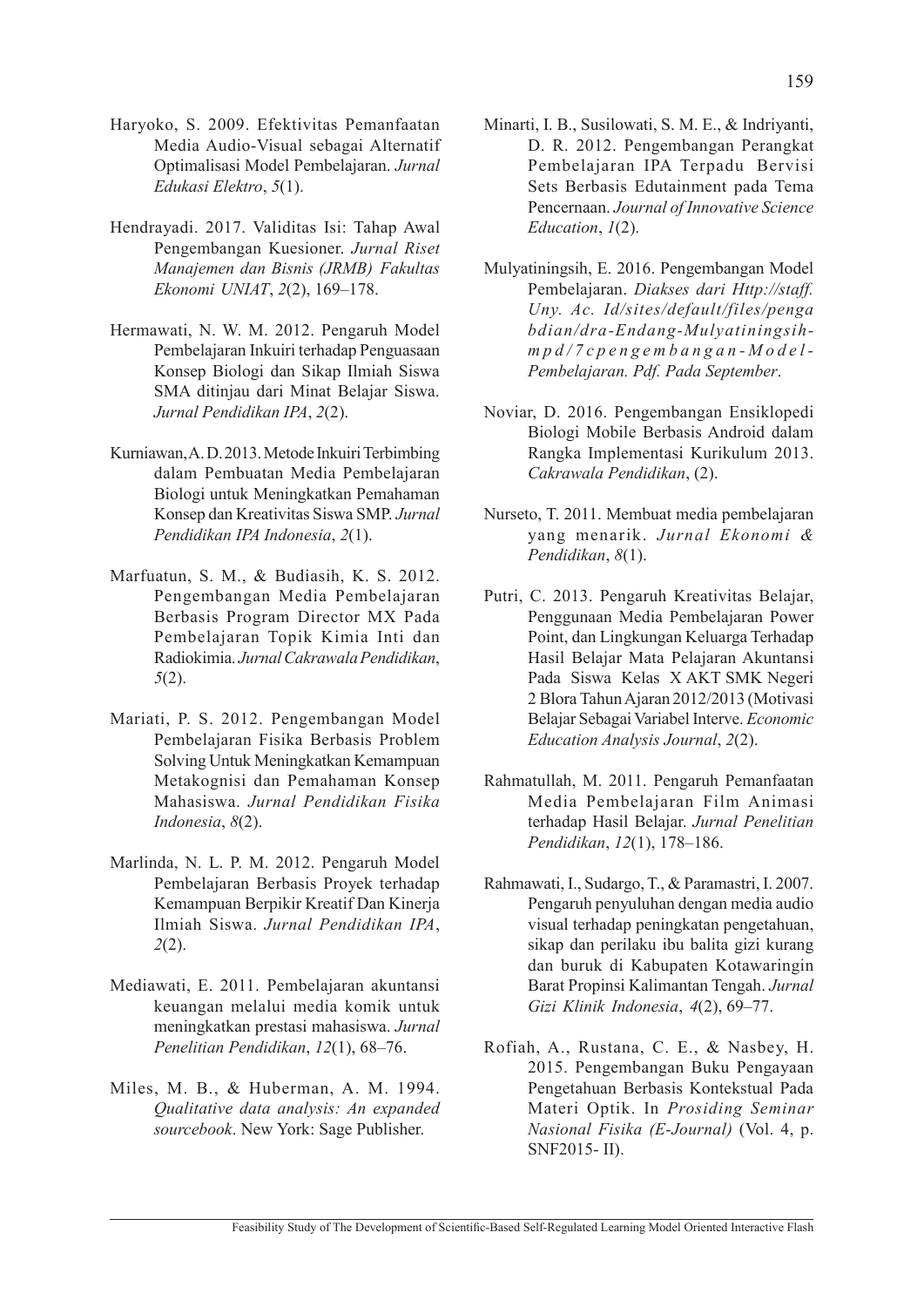Haryoko, S. 2009. Efektivitas Pemanfaatan Media Audio-Visual sebagai Alternatif Optimalisasi Model Pembelajaran. *Jurnal Edukasi Elektro*, *5*(1).

Hendrayadi. 2017. Validitas Isi: Tahap Awal Pengembangan Kuesioner. *Jurnal Riset Manajemen dan Bisnis (JRMB) Fakultas Ekonomi UNIAT*, *2*(2), 169–178.

Hermawati, N. W. M. 2012. Pengaruh Model Pembelajaran Inkuiri terhadap Penguasaan Konsep Biologi dan Sikap Ilmiah Siswa SMA ditinjau dari Minat Belajar Siswa. *Jurnal Pendidikan IPA*, *2*(2).

Kurniawan, A. D. 2013. Metode Inkuiri Terbimbing dalam Pembuatan Media Pembelajaran Biologi untuk Meningkatkan Pemahaman Konsep dan Kreativitas Siswa SMP. *Jurnal Pendidikan IPA Indonesia*, *2*(1).

Marfuatun, S. M., & Budiasih, K. S. 2012. Pengembangan Media Pembelajaran Berbasis Program Director MX Pada Pembelajaran Topik Kimia Inti dan Radiokimia. *Jurnal Cakrawala Pendidikan*, *5*(2).

Mariati, P. S. 2012. Pengembangan Model Pembelajaran Fisika Berbasis Problem Solving Untuk Meningkatkan Kemampuan Metakognisi dan Pemahaman Konsep Mahasiswa. *Jurnal Pendidikan Fisika Indonesia*, *8*(2).

Marlinda, N. L. P. M. 2012. Pengaruh Model Pembelajaran Berbasis Proyek terhadap Kemampuan Berpikir Kreatif Dan Kinerja Ilmiah Siswa. *Jurnal Pendidikan IPA*, *2*(2).

Mediawati, E. 2011. Pembelajaran akuntansi keuangan melalui media komik untuk meningkatkan prestasi mahasiswa. *Jurnal Penelitian Pendidikan*, *12*(1), 68–76.

Miles, M. B., & Huberman, A. M. 1994. *Qualitative data analysis: An expanded sourcebook*. New York: Sage Publisher.

Minarti, I. B., Susilowati, S. M. E., & Indriyanti, D. R. 2012. Pengembangan Perangkat Pembelajaran IPA Terpadu Bervisi Sets Berbasis Edutainment pada Tema Pencernaan. *Journal of Innovative Science Education*, *1*(2).

Mulyatiningsih, E. 2016. Pengembangan Model Pembelajaran. *Diakses dari Http://staff. Uny. Ac. Id/sites/default/files/pengabdian/dra-Endang-Mulyatiningsih-mpd/7cpengembangan-Model-Pembelajaran. Pdf. Pada September*.

Noviar, D. 2016. Pengembangan Ensiklopedi Biologi Mobile Berbasis Android dalam Rangka Implementasi Kurikulum 2013. *Cakrawala Pendidikan*, (2).

Nurseto, T. 2011. Membuat media pembelajaran yang menarik. *Jurnal Ekonomi & Pendidikan*, *8*(1).

Putri, C. 2013. Pengaruh Kreativitas Belajar, Penggunaan Media Pembelajaran Power Point, dan Lingkungan Keluarga Terhadap Hasil Belajar Mata Pelajaran Akuntansi Pada Siswa Kelas X AKT SMK Negeri 2 Blora Tahun Ajaran 2012/2013 (Motivasi Belajar Sebagai Variabel Interve. *Economic Education Analysis Journal*, *2*(2).

Rahmatullah, M. 2011. Pengaruh Pemanfaatan Media Pembelajaran Film Animasi terhadap Hasil Belajar. *Jurnal Penelitian Pendidikan*, *12*(1), 178–186.

Rahmawati, I., Sudargo, T., & Paramastri, I. 2007. Pengaruh penyuluhan dengan media audio visual terhadap peningkatan pengetahuan, sikap dan perilaku ibu balita gizi kurang dan buruk di Kabupaten Kotawaringin Barat Propinsi Kalimantan Tengah. *Jurnal Gizi Klinik Indonesia*, *4*(2), 69–77.

Rofiah, A., Rustana, C. E., & Nasbey, H. 2015. Pengembangan Buku Pengayaan Pengetahuan Berbasis Kontekstual Pada Materi Optik. In *Prosiding Seminar Nasional Fisika (E-Journal)* (Vol. 4, p. SNF2015- II).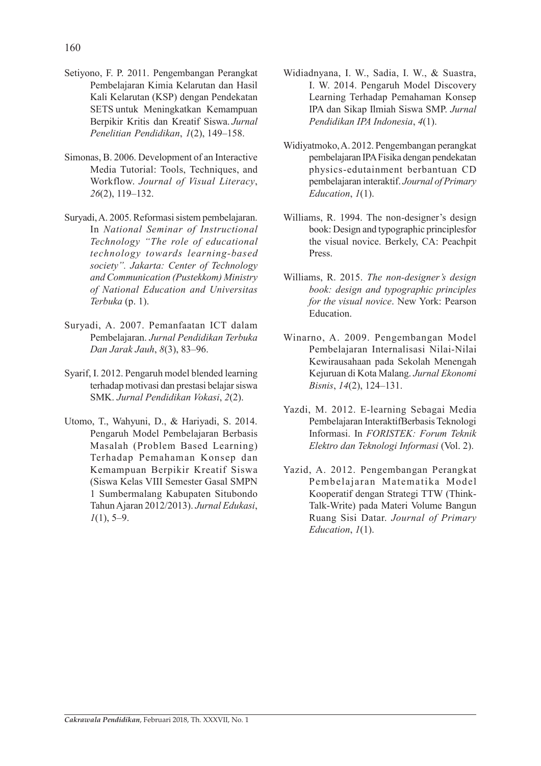Setiyono, F. P. 2011. Pengembangan Perangkat Pembelajaran Kimia Kelarutan dan Hasil Kali Kelarutan (KSP) dengan Pendekatan SETS untuk Meningkatkan Kemampuan Berpikir Kritis dan Kreatif Siswa. *Jurnal Penelitian Pendidikan*, *1*(2), 149–158.

Simonas, B. 2006. Development of an Interactive Media Tutorial: Tools, Techniques, and Workflow. *Journal of Visual Literacy*, *26*(2), 119–132.

Suryadi, A. 2005. Reformasi sistem pembelajaran. In *National Seminar of Instructional Technology "The role of educational technology towards learning-based society". Jakarta: Center of Technology and Communication (Pustekkom) Ministry of National Education and Universitas Terbuka* (p. 1).

Suryadi, A. 2007. Pemanfaatan ICT dalam Pembelajaran. *Jurnal Pendidikan Terbuka Dan Jarak Jauh*, *8*(3), 83–96.

Syarif, I. 2012. Pengaruh model blended learning terhadap motivasi dan prestasi belajar siswa SMK. *Jurnal Pendidikan Vokasi*, *2*(2).

Utomo, T., Wahyuni, D., & Hariyadi, S. 2014. Pengaruh Model Pembelajaran Berbasis Masalah (Problem Based Learning) Terhadap Pemahaman Konsep dan Kemampuan Berpikir Kreatif Siswa (Siswa Kelas VIII Semester Gasal SMPN 1 Sumbermalang Kabupaten Situbondo Tahun Ajaran 2012/2013). *Jurnal Edukasi*, *1*(1), 5–9.

Widiadnyana, I. W., Sadia, I. W., & Suastra, I. W. 2014. Pengaruh Model Discovery Learning Terhadap Pemahaman Konsep IPA dan Sikap Ilmiah Siswa SMP. *Jurnal Pendidikan IPA Indonesia*, *4*(1).

Widiyatmoko, A. 2012. Pengembangan perangkat pembelajaran IPA Fisika dengan pendekatan physics-edutainment berbantuan CD pembelajaran interaktif. *Journal of Primary Education*, *1*(1).

Williams, R. 1994. The non-designer's design book: Design and typographic principlesfor the visual novice. Berkely, CA: Peachpit Press.

Williams, R. 2015. *The non-designer's design book: design and typographic principles for the visual novice*. New York: Pearson Education.

Winarno, A. 2009. Pengembangan Model Pembelajaran Internalisasi Nilai-Nilai Kewirausahaan pada Sekolah Menengah Kejuruan di Kota Malang. *Jurnal Ekonomi Bisnis*, *14*(2), 124–131.

Yazdi, M. 2012. E-learning Sebagai Media Pembelajaran InteraktifBerbasis Teknologi Informasi. In *FORISTEK: Forum Teknik Elektro dan Teknologi Informasi* (Vol. 2).

Yazid, A. 2012. Pengembangan Perangkat Pembelajaran Matematika Model Kooperatif dengan Strategi TTW (Think-Talk-Write) pada Materi Volume Bangun Ruang Sisi Datar. *Journal of Primary Education*, *1*(1).